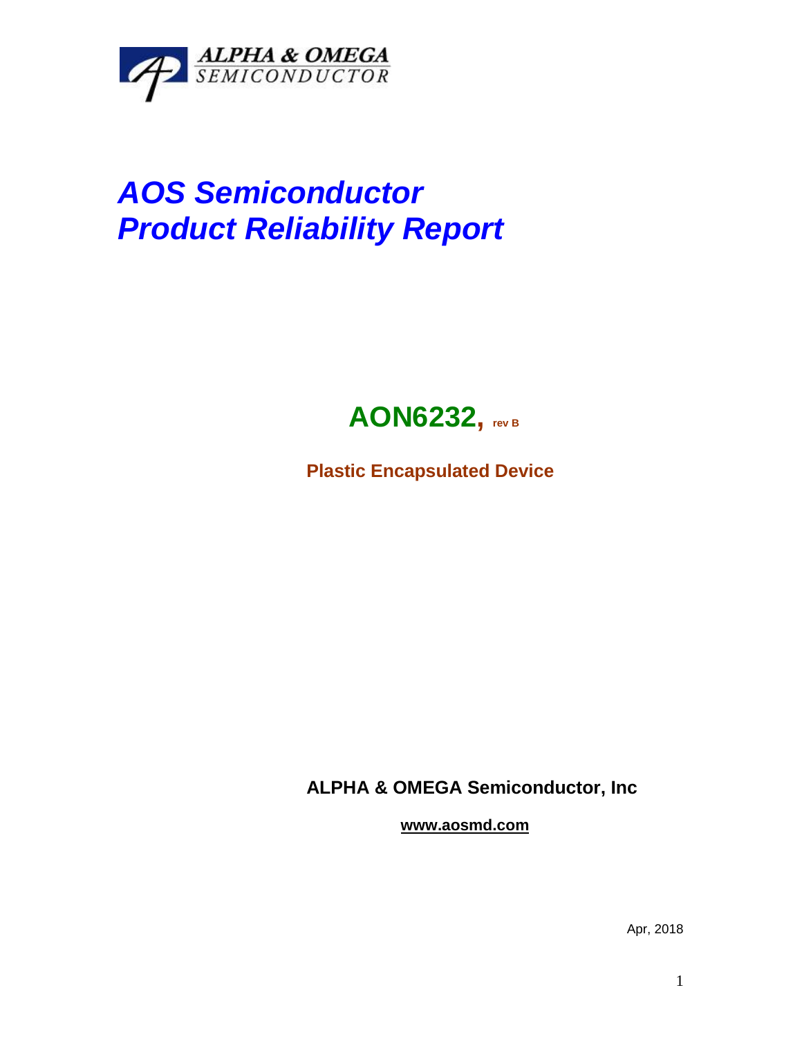ALPHA & OMEGA SEMICONDUCTOR

# *AOS Semiconductor*
# *Product Reliability Report*

## AON6232, rev B

**Plastic Encapsulated Device**

**ALPHA & OMEGA Semiconductor, Inc**

**www.aosmd.com**

Apr, 2018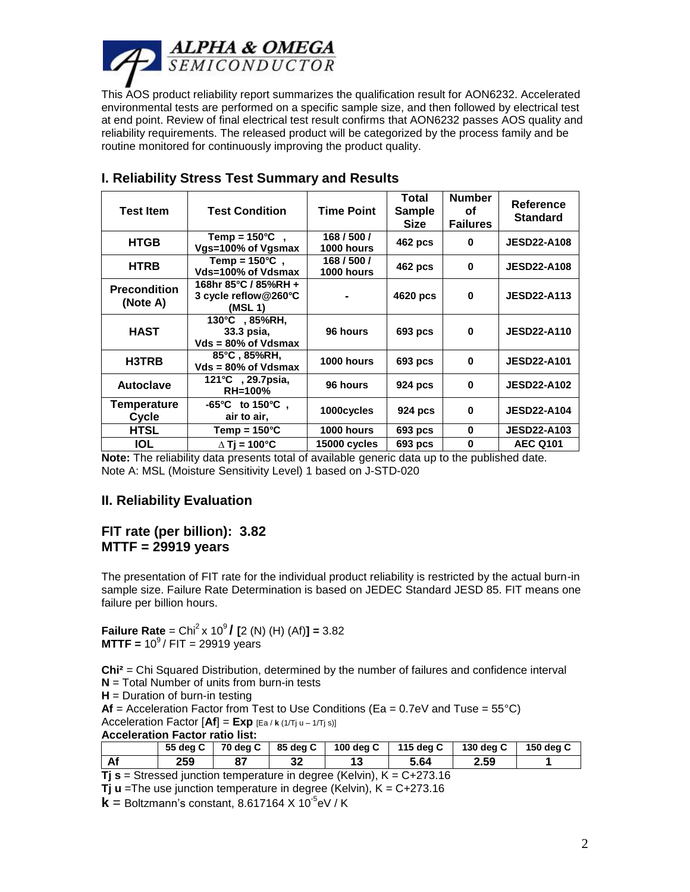ALPHA & OMEGA SEMICONDUCTOR

This AOS product reliability report summarizes the qualification result for AON6232. Accelerated environmental tests are performed on a specific sample size, and then followed by electrical test at end point. Review of final electrical test result confirms that AON6232 passes AOS quality and reliability requirements. The released product will be categorized by the process family and be routine monitored for continuously improving the product quality.

## I. Reliability Stress Test Summary and Results

| Test Item | Test Condition | Time Point | Total Sample Size | Number of Failures | Reference Standard |
|---|---|---|---|---|---|
| HTGB | Temp = 150°C , Vgs=100% of Vgsmax | 168 / 500 / 1000 hours | 462 pcs | 0 | JESD22-A108 |
| HTRB | Temp = 150°C , Vds=100% of Vdsmax | 168 / 500 / 1000 hours | 462 pcs | 0 | JESD22-A108 |
| Precondition (Note A) | 168hr 85°C / 85%RH + 3 cycle reflow@260°C (MSL 1) | - | 4620 pcs | 0 | JESD22-A113 |
| HAST | 130°C , 85%RH, 33.3 psia, Vds = 80% of Vdsmax | 96 hours | 693 pcs | 0 | JESD22-A110 |
| H3TRB | 85°C , 85%RH, Vds = 80% of Vdsmax | 1000 hours | 693 pcs | 0 | JESD22-A101 |
| Autoclave | 121°C , 29.7psia, RH=100% | 96 hours | 924 pcs | 0 | JESD22-A102 |
| Temperature Cycle | -65°C to 150°C , air to air, | 1000cycles | 924 pcs | 0 | JESD22-A104 |
| HTSL | Temp = 150°C | 1000 hours | 693 pcs | 0 | JESD22-A103 |
| IOL | $\Delta$ Tj = 100°C | 15000 cycles | 693 pcs | 0 | AEC Q101 |

**Note:** The reliability data presents total of available generic data up to the published date.
Note A: MSL (Moisture Sensitivity Level) 1 based on J-STD-020

## II. Reliability Evaluation

### FIT rate (per billion): 3.82
### MTTF = 29919 years

The presentation of FIT rate for the individual product reliability is restricted by the actual burn-in sample size. Failure Rate Determination is based on JEDEC Standard JESD 85. FIT means one failure per billion hours.

**Failure Rate** = $Chi^2 \times 10^9$ **/ [**2 (N) (H) (Af)**] =** 3.82
**MTTF =** $10^9$ / FIT = 29919 years

**Chi²** = Chi Squared Distribution, determined by the number of failures and confidence interval
**N** = Total Number of units from burn-in tests
**H** = Duration of burn-in testing
**Af** = Acceleration Factor from Test to Use Conditions (Ea = 0.7eV and Tuse = 55°C)
Acceleration Factor [**Af**] = **Exp** [Ea / **k** (1/Tj u – 1/Tj s)]

**Acceleration Factor ratio list:**

| | 55 deg C | 70 deg C | 85 deg C | 100 deg C | 115 deg C | 130 deg C | 150 deg C |
|---|---|---|---|---|---|---|---|
| Af | 259 | 87 | 32 | 13 | 5.64 | 2.59 | 1 |

**Tj s** = Stressed junction temperature in degree (Kelvin), K = C+273.16
**Tj u** =The use junction temperature in degree (Kelvin), K = C+273.16
**k** = Boltzmann's constant, $8.617164 \times 10^{-5}$ eV / K